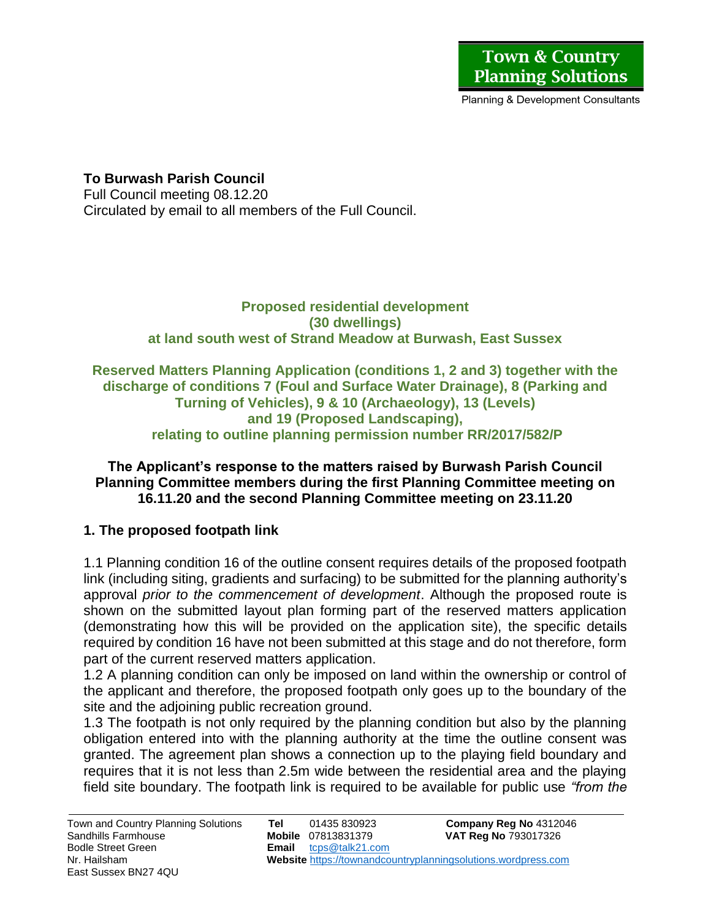Town & Country Planning Solutions

Planning & Development Consultants

**To Burwash Parish Council**
Full Council meeting 08.12.20
Circulated by email to all members of the Full Council.

## Proposed residential development (30 dwellings) at land south west of Strand Meadow at Burwash, East Sussex

## Reserved Matters Planning Application (conditions 1, 2 and 3) together with the discharge of conditions 7 (Foul and Surface Water Drainage), 8 (Parking and Turning of Vehicles), 9 & 10 (Archaeology), 13 (Levels) and 19 (Proposed Landscaping), relating to outline planning permission number RR/2017/582/P

**The Applicant's response to the matters raised by Burwash Parish Council Planning Committee members during the first Planning Committee meeting on 16.11.20 and the second Planning Committee meeting on 23.11.20**

### 1. The proposed footpath link

1.1 Planning condition 16 of the outline consent requires details of the proposed footpath link (including siting, gradients and surfacing) to be submitted for the planning authority's approval *prior to the commencement of development*. Although the proposed route is shown on the submitted layout plan forming part of the reserved matters application (demonstrating how this will be provided on the application site), the specific details required by condition 16 have not been submitted at this stage and do not therefore, form part of the current reserved matters application.

1.2 A planning condition can only be imposed on land within the ownership or control of the applicant and therefore, the proposed footpath only goes up to the boundary of the site and the adjoining public recreation ground.

1.3 The footpath is not only required by the planning condition but also by the planning obligation entered into with the planning authority at the time the outline consent was granted. The agreement plan shows a connection up to the playing field boundary and requires that it is not less than 2.5m wide between the residential area and the playing field site boundary. The footpath link is required to be available for public use *"from the*

Town and Country Planning Solutions
Sandhills Farmhouse
Bodle Street Green
Nr. Hailsham
East Sussex BN27 4QU

**Tel** 01435 830923
**Mobile** 07813831379
**Email** tcps@talk21.com
**Website** https://townandcountryplanningsolutions.wordpress.com

**Company Reg No** 4312046
**VAT Reg No** 793017326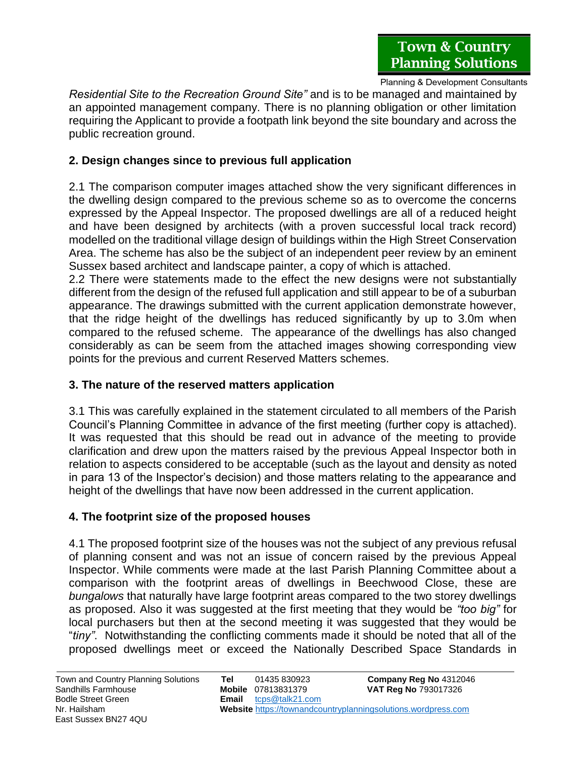*Residential Site to the Recreation Ground Site"* and is to be managed and maintained by an appointed management company. There is no planning obligation or other limitation requiring the Applicant to provide a footpath link beyond the site boundary and across the public recreation ground.

## 2. Design changes since to previous full application

2.1 The comparison computer images attached show the very significant differences in the dwelling design compared to the previous scheme so as to overcome the concerns expressed by the Appeal Inspector. The proposed dwellings are all of a reduced height and have been designed by architects (with a proven successful local track record) modelled on the traditional village design of buildings within the High Street Conservation Area. The scheme has also be the subject of an independent peer review by an eminent Sussex based architect and landscape painter, a copy of which is attached.

2.2 There were statements made to the effect the new designs were not substantially different from the design of the refused full application and still appear to be of a suburban appearance. The drawings submitted with the current application demonstrate however, that the ridge height of the dwellings has reduced significantly by up to 3.0m when compared to the refused scheme. The appearance of the dwellings has also changed considerably as can be seem from the attached images showing corresponding view points for the previous and current Reserved Matters schemes.

## 3. The nature of the reserved matters application

3.1 This was carefully explained in the statement circulated to all members of the Parish Council's Planning Committee in advance of the first meeting (further copy is attached). It was requested that this should be read out in advance of the meeting to provide clarification and drew upon the matters raised by the previous Appeal Inspector both in relation to aspects considered to be acceptable (such as the layout and density as noted in para 13 of the Inspector's decision) and those matters relating to the appearance and height of the dwellings that have now been addressed in the current application.

## 4. The footprint size of the proposed houses

4.1 The proposed footprint size of the houses was not the subject of any previous refusal of planning consent and was not an issue of concern raised by the previous Appeal Inspector. While comments were made at the last Parish Planning Committee about a comparison with the footprint areas of dwellings in Beechwood Close, these are *bungalows* that naturally have large footprint areas compared to the two storey dwellings as proposed. Also it was suggested at the first meeting that they would be *"too big"* for local purchasers but then at the second meeting it was suggested that they would be "*tiny"*. Notwithstanding the conflicting comments made it should be noted that all of the proposed dwellings meet or exceed the Nationally Described Space Standards in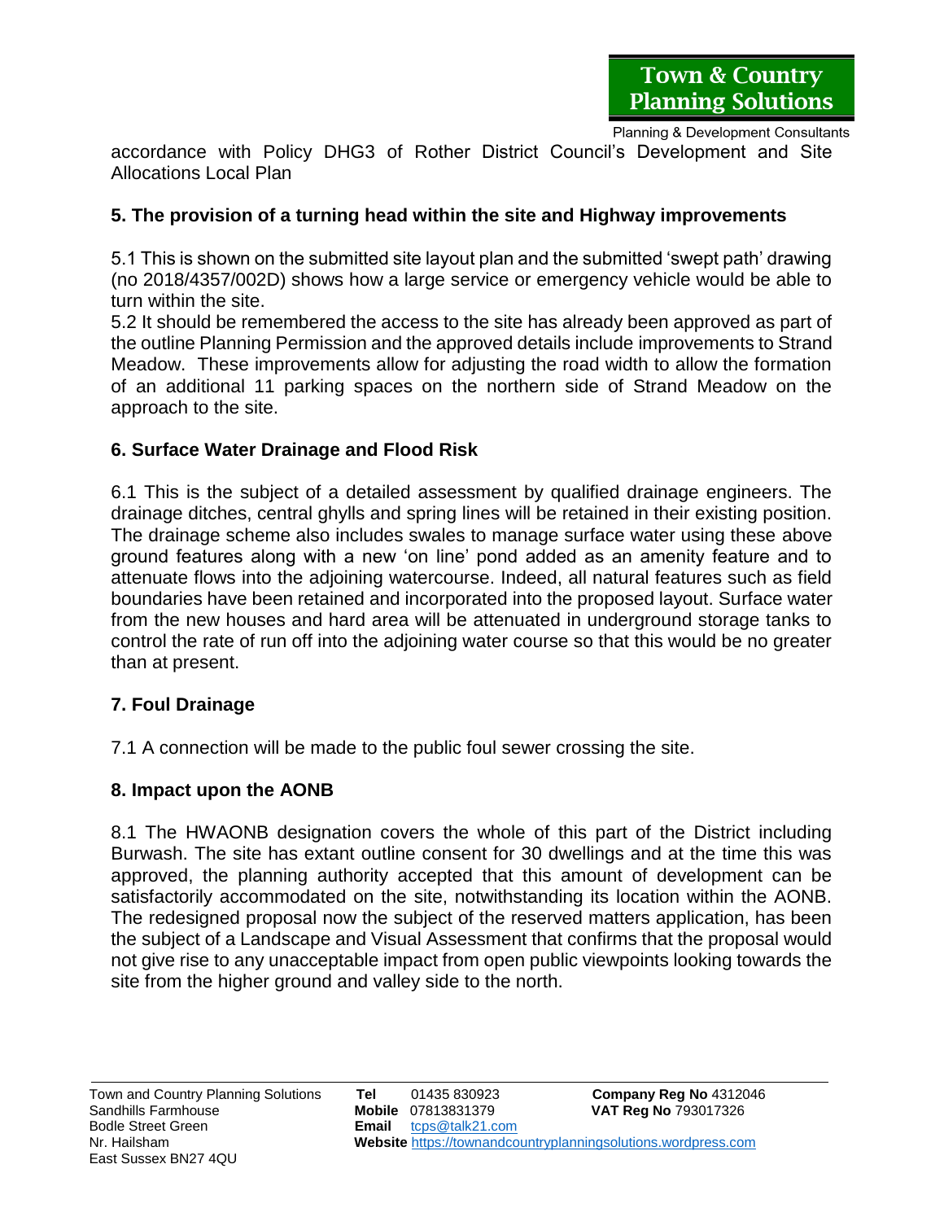accordance with Policy DHG3 of Rother District Council's Development and Site Allocations Local Plan

**5. The provision of a turning head within the site and Highway improvements**

5.1 This is shown on the submitted site layout plan and the submitted 'swept path' drawing (no 2018/4357/002D) shows how a large service or emergency vehicle would be able to turn within the site.
5.2 It should be remembered the access to the site has already been approved as part of the outline Planning Permission and the approved details include improvements to Strand Meadow. These improvements allow for adjusting the road width to allow the formation of an additional 11 parking spaces on the northern side of Strand Meadow on the approach to the site.

**6. Surface Water Drainage and Flood Risk**

6.1 This is the subject of a detailed assessment by qualified drainage engineers. The drainage ditches, central ghylls and spring lines will be retained in their existing position. The drainage scheme also includes swales to manage surface water using these above ground features along with a new 'on line' pond added as an amenity feature and to attenuate flows into the adjoining watercourse. Indeed, all natural features such as field boundaries have been retained and incorporated into the proposed layout. Surface water from the new houses and hard area will be attenuated in underground storage tanks to control the rate of run off into the adjoining water course so that this would be no greater than at present.

**7. Foul Drainage**

7.1 A connection will be made to the public foul sewer crossing the site.

**8. Impact upon the AONB**

8.1 The HWAONB designation covers the whole of this part of the District including Burwash. The site has extant outline consent for 30 dwellings and at the time this was approved, the planning authority accepted that this amount of development can be satisfactorily accommodated on the site, notwithstanding its location within the AONB. The redesigned proposal now the subject of the reserved matters application, has been the subject of a Landscape and Visual Assessment that confirms that the proposal would not give rise to any unacceptable impact from open public viewpoints looking towards the site from the higher ground and valley side to the north.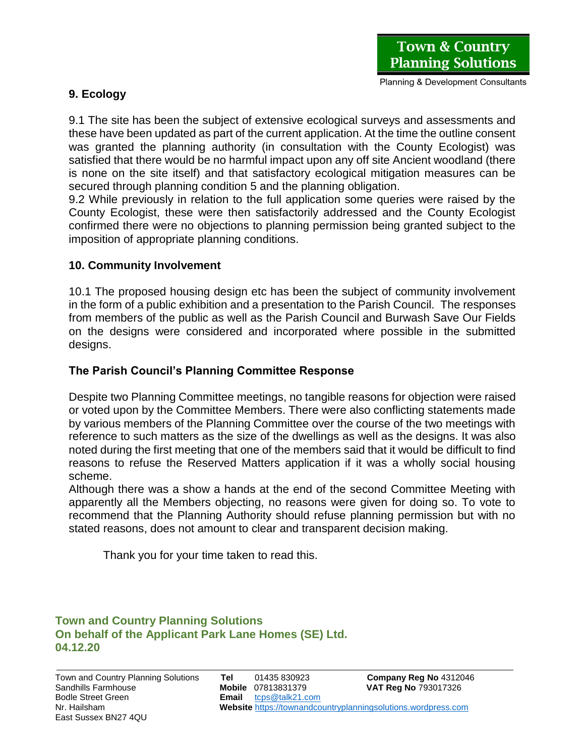## 9. Ecology

9.1 The site has been the subject of extensive ecological surveys and assessments and these have been updated as part of the current application. At the time the outline consent was granted the planning authority (in consultation with the County Ecologist) was satisfied that there would be no harmful impact upon any off site Ancient woodland (there is none on the site itself) and that satisfactory ecological mitigation measures can be secured through planning condition 5 and the planning obligation.

9.2 While previously in relation to the full application some queries were raised by the County Ecologist, these were then satisfactorily addressed and the County Ecologist confirmed there were no objections to planning permission being granted subject to the imposition of appropriate planning conditions.

## 10. Community Involvement

10.1 The proposed housing design etc has been the subject of community involvement in the form of a public exhibition and a presentation to the Parish Council. The responses from members of the public as well as the Parish Council and Burwash Save Our Fields on the designs were considered and incorporated where possible in the submitted designs.

## The Parish Council's Planning Committee Response

Despite two Planning Committee meetings, no tangible reasons for objection were raised or voted upon by the Committee Members. There were also conflicting statements made by various members of the Planning Committee over the course of the two meetings with reference to such matters as the size of the dwellings as well as the designs. It was also noted during the first meeting that one of the members said that it would be difficult to find reasons to refuse the Reserved Matters application if it was a wholly social housing scheme.

Although there was a show a hands at the end of the second Committee Meeting with apparently all the Members objecting, no reasons were given for doing so. To vote to recommend that the Planning Authority should refuse planning permission but with no stated reasons, does not amount to clear and transparent decision making.

Thank you for your time taken to read this.

**Town and Country Planning Solutions**
**On behalf of the Applicant Park Lane Homes (SE) Ltd.**
**04.12.20**